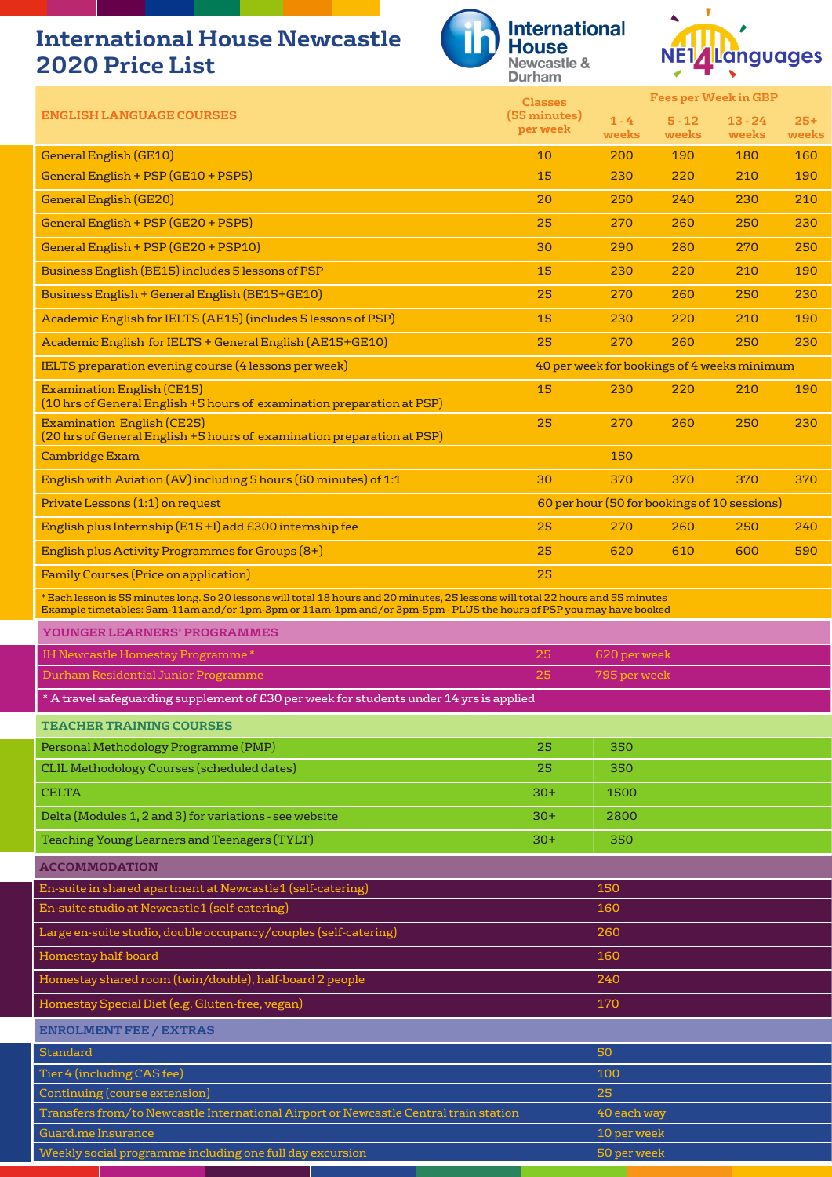# International House Newcastle 2020 Price List

International House Newcastle & Durham

NE1 4 Languages

| ENGLISH LANGUAGE COURSES | Classes (55 minutes) per week | Fees per Week in GBP | | | |
|---|---|---|---|---|---|
| | | 1 - 4 weeks | 5 - 12 weeks | 13 - 24 weeks | 25+ weeks |
| General English (GE10) | 10 | 200 | 190 | 180 | 160 |
| General English + PSP (GE10 + PSP5) | 15 | 230 | 220 | 210 | 190 |
| General English (GE20) | 20 | 250 | 240 | 230 | 210 |
| General English + PSP (GE20 + PSP5) | 25 | 270 | 260 | 250 | 230 |
| General English + PSP (GE20 + PSP10) | 30 | 290 | 280 | 270 | 250 |
| Business English (BE15) includes 5 lessons of PSP | 15 | 230 | 220 | 210 | 190 |
| Business English + General English (BE15+GE10) | 25 | 270 | 260 | 250 | 230 |
| Academic English for IELTS (AE15) (includes 5 lessons of PSP) | 15 | 230 | 220 | 210 | 190 |
| Academic English for IELTS + General English (AE15+GE10) | 25 | 270 | 260 | 250 | 230 |
| IELTS preparation evening course (4 lessons per week) | 40 per week for bookings of 4 weeks minimum | | | | |
| Examination English (CE15) (10 hrs of General English +5 hours of examination preparation at PSP) | 15 | 230 | 220 | 210 | 190 |
| Examination English (CE25) (20 hrs of General English +5 hours of examination preparation at PSP) | 25 | 270 | 260 | 250 | 230 |
| Cambridge Exam | | 150 | | | |
| English with Aviation (AV) including 5 hours (60 minutes) of 1:1 | 30 | 370 | 370 | 370 | 370 |
| Private Lessons (1:1) on request | 60 per hour (50 for bookings of 10 sessions) | | | | |
| English plus Internship (E15 +I) add £300 internship fee | 25 | 270 | 260 | 250 | 240 |
| English plus Activity Programmes for Groups (8+) | 25 | 620 | 610 | 600 | 590 |
| Family Courses (Price on application) | 25 | | | | |

* Each lesson is 55 minutes long. So 20 lessons will total 18 hours and 20 minutes, 25 lessons will total 22 hours and 55 minutes
Example timetables: 9am-11am and/or 1pm-3pm or 11am-1pm and/or 3pm-5pm - PLUS the hours of PSP you may have booked

| YOUNGER LEARNERS' PROGRAMMES | | |
|---|---|---|
| IH Newcastle Homestay Programme * | 25 | 620 per week |
| Durham Residential Junior Programme | 25 | 795 per week |

* A travel safeguarding supplement of £30 per week for students under 14 yrs is applied

| TEACHER TRAINING COURSES | | |
|---|---|---|
| Personal Methodology Programme (PMP) | 25 | 350 |
| CLIL Methodology Courses (scheduled dates) | 25 | 350 |
| CELTA | 30+ | 1500 |
| Delta (Modules 1, 2 and 3) for variations - see website | 30+ | 2800 |
| Teaching Young Learners and Teenagers (TYLT) | 30+ | 350 |

| ACCOMMODATION | |
|---|---|
| En-suite in shared apartment at Newcastle1 (self-catering) | 150 |
| En-suite studio at Newcastle1 (self-catering) | 160 |
| Large en-suite studio, double occupancy/couples (self-catering) | 260 |
| Homestay half-board | 160 |
| Homestay shared room (twin/double), half-board 2 people | 240 |
| Homestay Special Diet (e.g. Gluten-free, vegan) | 170 |

| ENROLMENT FEE / EXTRAS | |
|---|---|
| Standard | 50 |
| Tier 4 (including CAS fee) | 100 |
| Continuing (course extension) | 25 |
| Transfers from/to Newcastle International Airport or Newcastle Central train station | 40 each way |
| Guard.me Insurance | 10 per week |
| Weekly social programme including one full day excursion | 50 per week |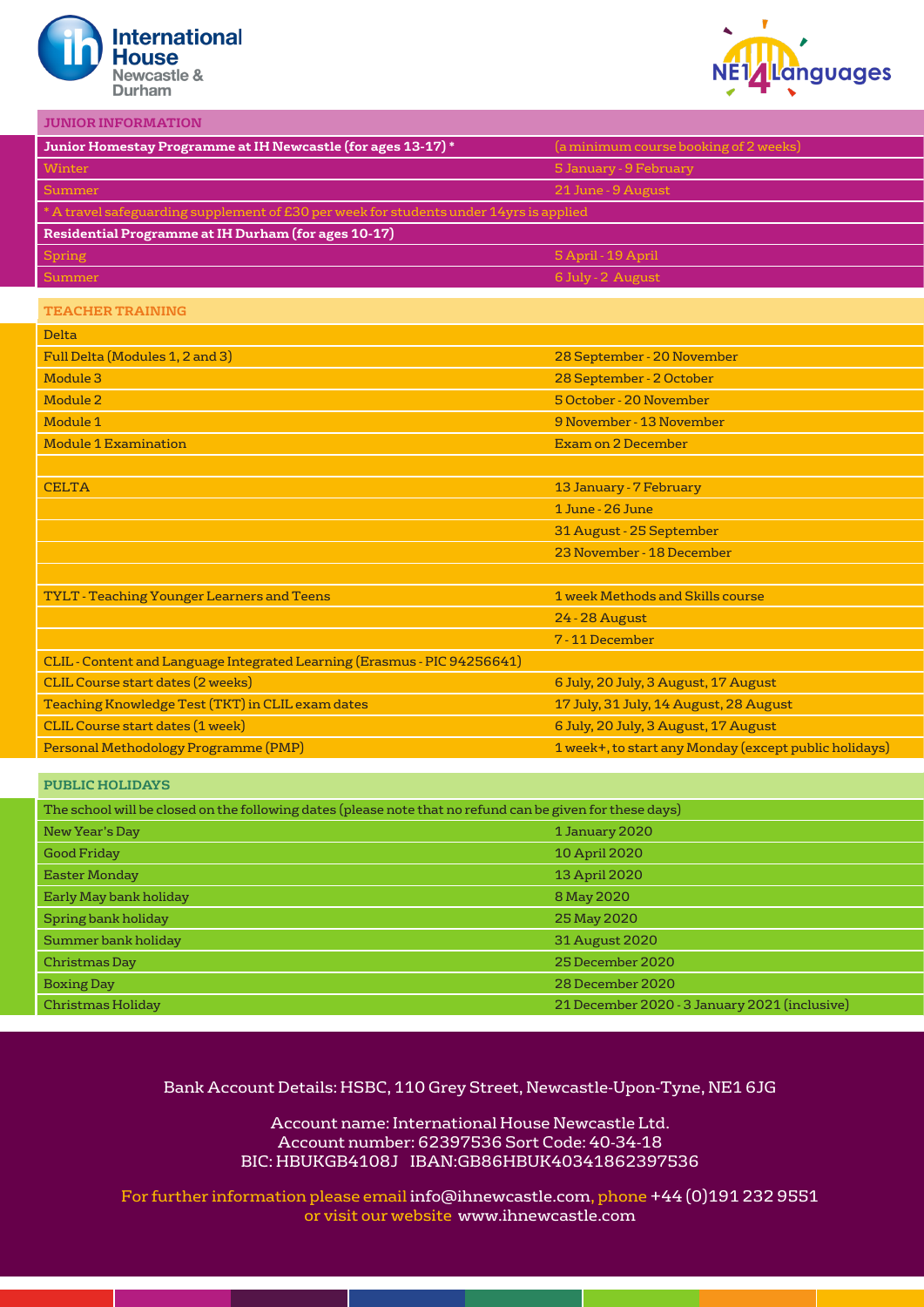International House Newcastle & Durham

NE1 4 Languages

## JUNIOR INFORMATION

| | |
|---|---|
| **Junior Homestay Programme at IH Newcastle (for ages 13-17) *** | (a minimum course booking of 2 weeks) |
| Winter | 5 January - 9 February |
| Summer | 21 June - 9 August |
| * A travel safeguarding supplement of £30 per week for students under 14yrs is applied | |
| **Residential Programme at IH Durham (for ages 10-17)** | |
| Spring | 5 April - 19 April |
| Summer | 6 July - 2 August |

## TEACHER TRAINING

| | |
|---|---|
| Delta | |
| Full Delta (Modules 1, 2 and 3) | 28 September - 20 November |
| Module 3 | 28 September - 2 October |
| Module 2 | 5 October - 20 November |
| Module 1 | 9 November - 13 November |
| Module 1 Examination | Exam on 2 December |
| | |
| CELTA | 13 January - 7 February |
| | 1 June - 26 June |
| | 31 August - 25 September |
| | 23 November - 18 December |
| | |
| TYLT - Teaching Younger Learners and Teens | 1 week Methods and Skills course |
| | 24 - 28 August |
| | 7 - 11 December |
| CLIL - Content and Language Integrated Learning (Erasmus - PIC 94256641) | |
| CLIL Course start dates (2 weeks) | 6 July, 20 July, 3 August, 17 August |
| Teaching Knowledge Test (TKT) in CLIL exam dates | 17 July, 31 July, 14 August, 28 August |
| CLIL Course start dates (1 week) | 6 July, 20 July, 3 August, 17 August |
| Personal Methodology Programme (PMP) | 1 week+, to start any Monday (except public holidays) |

## PUBLIC HOLIDAYS

| | |
|---|---|
| The school will be closed on the following dates (please note that no refund can be given for these days) | |
| New Year's Day | 1 January 2020 |
| Good Friday | 10 April 2020 |
| Easter Monday | 13 April 2020 |
| Early May bank holiday | 8 May 2020 |
| Spring bank holiday | 25 May 2020 |
| Summer bank holiday | 31 August 2020 |
| Christmas Day | 25 December 2020 |
| Boxing Day | 28 December 2020 |
| Christmas Holiday | 21 December 2020 - 3 January 2021 (inclusive) |

Bank Account Details: HSBC, 110 Grey Street, Newcastle-Upon-Tyne, NE1 6JG

Account name: International House Newcastle Ltd.
Account number: 62397536 Sort Code: 40-34-18
BIC: HBUKGB4108J IBAN:GB86HBUK40341862397536

For further information please email info@ihnewcastle.com, phone +44 (0)191 232 9551
or visit our website www.ihnewcastle.com